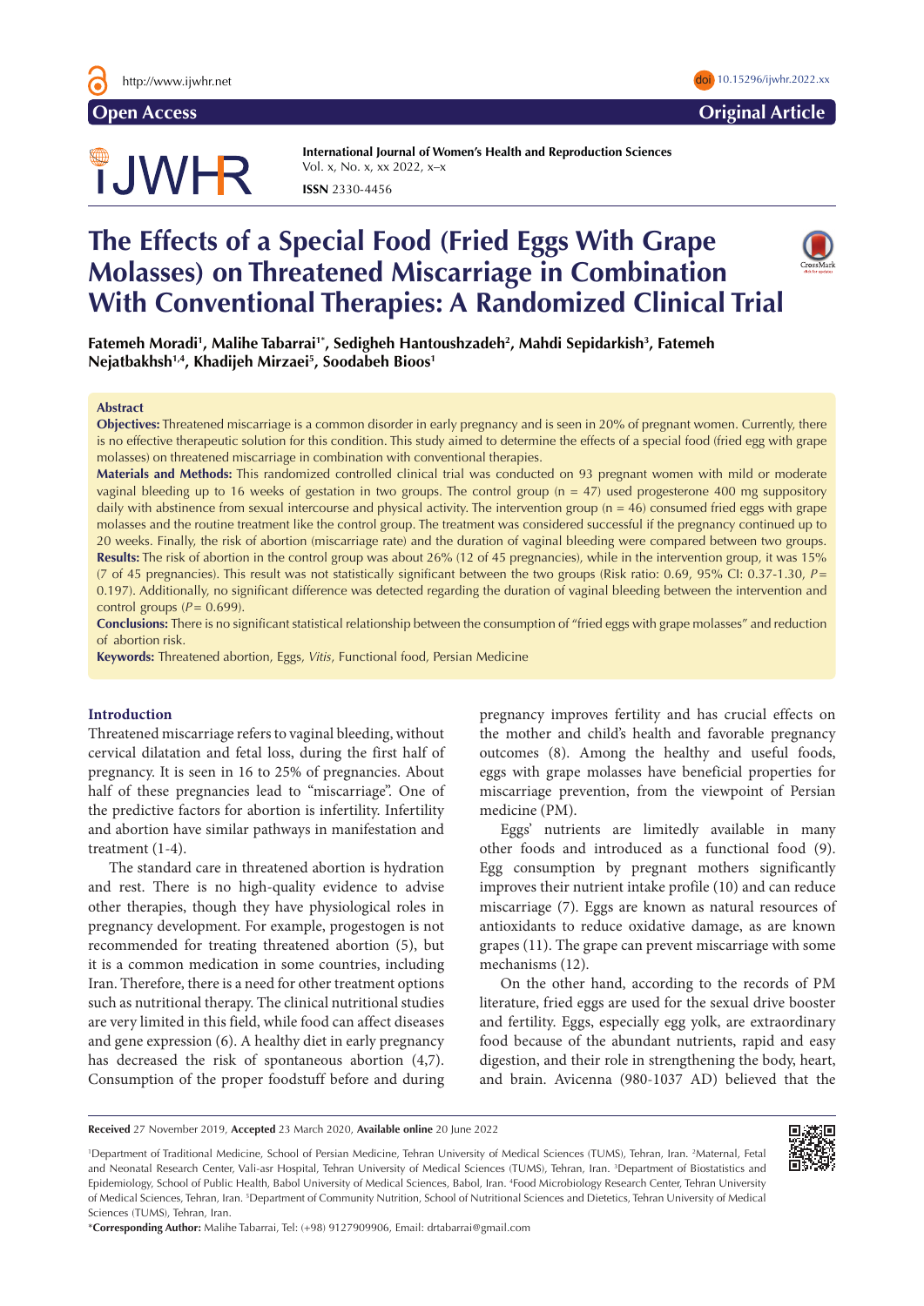# The Effects of a Special Food (Fried Eggs With Grape Molasses) on Threatened Miscarriage in Combination With Conventional Therapies: A Randomized Clinical Trial

**Fatemeh Moradi[1], Malihe Tabarrai[1*], Sedigheh Hantoushzadeh[2], Mahdi Sepidarkish[3], Fatemeh Nejatbakhsh[1,4], Khadijeh Mirzaei[5], Soodabeh Bioos[1]**

## Abstract

**Objectives:** Threatened miscarriage is a common disorder in early pregnancy and is seen in 20% of pregnant women. Currently, there is no effective therapeutic solution for this condition. This study aimed to determine the effects of a special food (fried egg with grape molasses) on threatened miscarriage in combination with conventional therapies.

**Materials and Methods:** This randomized controlled clinical trial was conducted on 93 pregnant women with mild or moderate vaginal bleeding up to 16 weeks of gestation in two groups. The control group (n = 47) used progesterone 400 mg suppository daily with abstinence from sexual intercourse and physical activity. The intervention group (n = 46) consumed fried eggs with grape molasses and the routine treatment like the control group. The treatment was considered successful if the pregnancy continued up to 20 weeks. Finally, the risk of abortion (miscarriage rate) and the duration of vaginal bleeding were compared between two groups.

**Results:** The risk of abortion in the control group was about 26% (12 of 45 pregnancies), while in the intervention group, it was 15% (7 of 45 pregnancies). This result was not statistically significant between the two groups (Risk ratio: 0.69, 95% CI: 0.37-1.30, $P$= 0.197). Additionally, no significant difference was detected regarding the duration of vaginal bleeding between the intervention and control groups ($P$= 0.699).

**Conclusions:** There is no significant statistical relationship between the consumption of "fried eggs with grape molasses" and reduction of abortion risk.

**Keywords:** Threatened abortion, Eggs, *Vitis*, Functional food, Persian Medicine

## Introduction

Threatened miscarriage refers to vaginal bleeding, without cervical dilatation and fetal loss, during the first half of pregnancy. It is seen in 16 to 25% of pregnancies. About half of these pregnancies lead to "miscarriage". One of the predictive factors for abortion is infertility. Infertility and abortion have similar pathways in manifestation and treatment (1-4).

The standard care in threatened abortion is hydration and rest. There is no high-quality evidence to advise other therapies, though they have physiological roles in pregnancy development. For example, progestogen is not recommended for treating threatened abortion (5), but it is a common medication in some countries, including Iran. Therefore, there is a need for other treatment options such as nutritional therapy. The clinical nutritional studies are very limited in this field, while food can affect diseases and gene expression (6). A healthy diet in early pregnancy has decreased the risk of spontaneous abortion (4,7). Consumption of the proper foodstuff before and during pregnancy improves fertility and has crucial effects on the mother and child's health and favorable pregnancy outcomes (8). Among the healthy and useful foods, eggs with grape molasses have beneficial properties for miscarriage prevention, from the viewpoint of Persian medicine (PM).

Eggs' nutrients are limitedly available in many other foods and introduced as a functional food (9). Egg consumption by pregnant mothers significantly improves their nutrient intake profile (10) and can reduce miscarriage (7). Eggs are known as natural resources of antioxidants to reduce oxidative damage, as are known grapes (11). The grape can prevent miscarriage with some mechanisms (12).

On the other hand, according to the records of PM literature, fried eggs are used for the sexual drive booster and fertility. Eggs, especially egg yolk, are extraordinary food because of the abundant nutrients, rapid and easy digestion, and their role in strengthening the body, heart, and brain. Avicenna (980-1037 AD) believed that the

---

**Received** 27 November 2019, **Accepted** 23 March 2020, **Available online** 20 June 2022

[1]Department of Traditional Medicine, School of Persian Medicine, Tehran University of Medical Sciences (TUMS), Tehran, Iran. [2]Maternal, Fetal and Neonatal Research Center, Vali-asr Hospital, Tehran University of Medical Sciences (TUMS), Tehran, Iran. [3]Department of Biostatistics and Epidemiology, School of Public Health, Babol University of Medical Sciences, Babol, Iran. [4]Food Microbiology Research Center, Tehran University of Medical Sciences, Tehran, Iran. [5]Department of Community Nutrition, School of Nutritional Sciences and Dietetics, Tehran University of Medical Sciences (TUMS), Tehran, Iran.

*__Corresponding Author:__ Malihe Tabarrai, Tel: (+98) 9127909906, Email: drtabarrai@gmail.com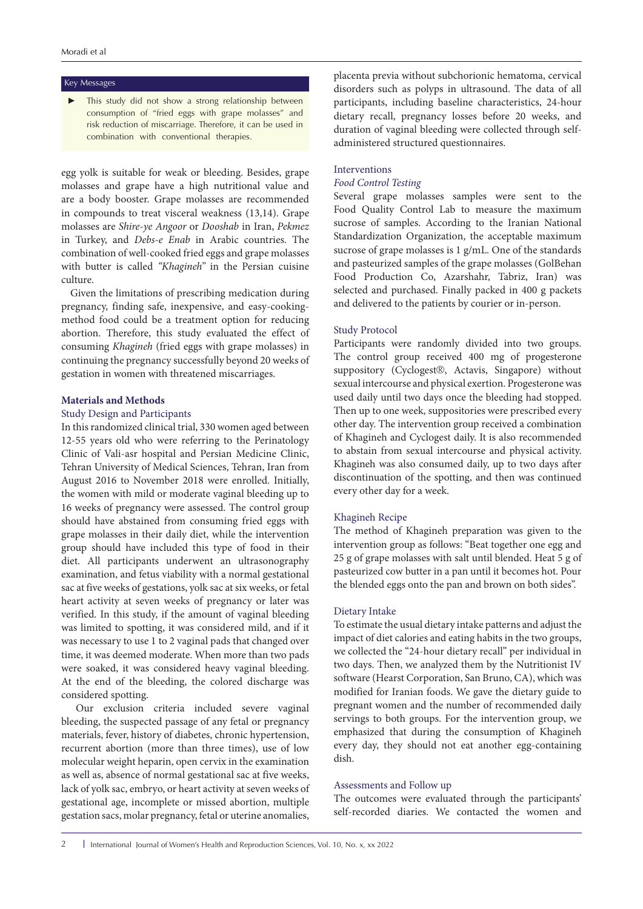## Key Messages

- ► This study did not show a strong relationship between consumption of "fried eggs with grape molasses" and risk reduction of miscarriage. Therefore, it can be used in combination with conventional therapies.

egg yolk is suitable for weak or bleeding. Besides, grape molasses and grape have a high nutritional value and are a body booster. Grape molasses are recommended in compounds to treat visceral weakness (13,14). Grape molasses are *Shire-ye Angoor* or *Dooshab* in Iran, *Pekmez* in Turkey, and *Debs-e Enab* in Arabic countries. The combination of well-cooked fried eggs and grape molasses with butter is called *"Khagineh"* in the Persian cuisine culture.

Given the limitations of prescribing medication during pregnancy, finding safe, inexpensive, and easy-cooking-method food could be a treatment option for reducing abortion. Therefore, this study evaluated the effect of consuming *Khagineh* (fried eggs with grape molasses) in continuing the pregnancy successfully beyond 20 weeks of gestation in women with threatened miscarriages.

## Materials and Methods

### Study Design and Participants

In this randomized clinical trial, 330 women aged between 12-55 years old who were referring to the Perinatology Clinic of Vali-asr hospital and Persian Medicine Clinic, Tehran University of Medical Sciences, Tehran, Iran from August 2016 to November 2018 were enrolled. Initially, the women with mild or moderate vaginal bleeding up to 16 weeks of pregnancy were assessed. The control group should have abstained from consuming fried eggs with grape molasses in their daily diet, while the intervention group should have included this type of food in their diet. All participants underwent an ultrasonography examination, and fetus viability with a normal gestational sac at five weeks of gestations, yolk sac at six weeks, or fetal heart activity at seven weeks of pregnancy or later was verified. In this study, if the amount of vaginal bleeding was limited to spotting, it was considered mild, and if it was necessary to use 1 to 2 vaginal pads that changed over time, it was deemed moderate. When more than two pads were soaked, it was considered heavy vaginal bleeding. At the end of the bleeding, the colored discharge was considered spotting.

Our exclusion criteria included severe vaginal bleeding, the suspected passage of any fetal or pregnancy materials, fever, history of diabetes, chronic hypertension, recurrent abortion (more than three times), use of low molecular weight heparin, open cervix in the examination as well as, absence of normal gestational sac at five weeks, lack of yolk sac, embryo, or heart activity at seven weeks of gestational age, incomplete or missed abortion, multiple gestation sacs, molar pregnancy, fetal or uterine anomalies, placenta previa without subchorionic hematoma, cervical disorders such as polyps in ultrasound. The data of all participants, including baseline characteristics, 24-hour dietary recall, pregnancy losses before 20 weeks, and duration of vaginal bleeding were collected through self-administered structured questionnaires.

### Interventions

#### *Food Control Testing*

Several grape molasses samples were sent to the Food Quality Control Lab to measure the maximum sucrose of samples. According to the Iranian National Standardization Organization, the acceptable maximum sucrose of grape molasses is 1 g/mL. One of the standards and pasteurized samples of the grape molasses (GolBehan Food Production Co, Azarshahr, Tabriz, Iran) was selected and purchased. Finally packed in 400 g packets and delivered to the patients by courier or in-person.

### Study Protocol

Participants were randomly divided into two groups. The control group received 400 mg of progesterone suppository (Cyclogest®, Actavis, Singapore) without sexual intercourse and physical exertion. Progesterone was used daily until two days once the bleeding had stopped. Then up to one week, suppositories were prescribed every other day. The intervention group received a combination of Khagineh and Cyclogest daily. It is also recommended to abstain from sexual intercourse and physical activity. Khagineh was also consumed daily, up to two days after discontinuation of the spotting, and then was continued every other day for a week.

### Khagineh Recipe

The method of Khagineh preparation was given to the intervention group as follows: "Beat together one egg and 25 g of grape molasses with salt until blended. Heat 5 g of pasteurized cow butter in a pan until it becomes hot. Pour the blended eggs onto the pan and brown on both sides".

### Dietary Intake

To estimate the usual dietary intake patterns and adjust the impact of diet calories and eating habits in the two groups, we collected the "24-hour dietary recall" per individual in two days. Then, we analyzed them by the Nutritionist IV software (Hearst Corporation, San Bruno, CA), which was modified for Iranian foods. We gave the dietary guide to pregnant women and the number of recommended daily servings to both groups. For the intervention group, we emphasized that during the consumption of Khagineh every day, they should not eat another egg-containing dish.

### Assessments and Follow up

The outcomes were evaluated through the participants' self-recorded diaries. We contacted the women and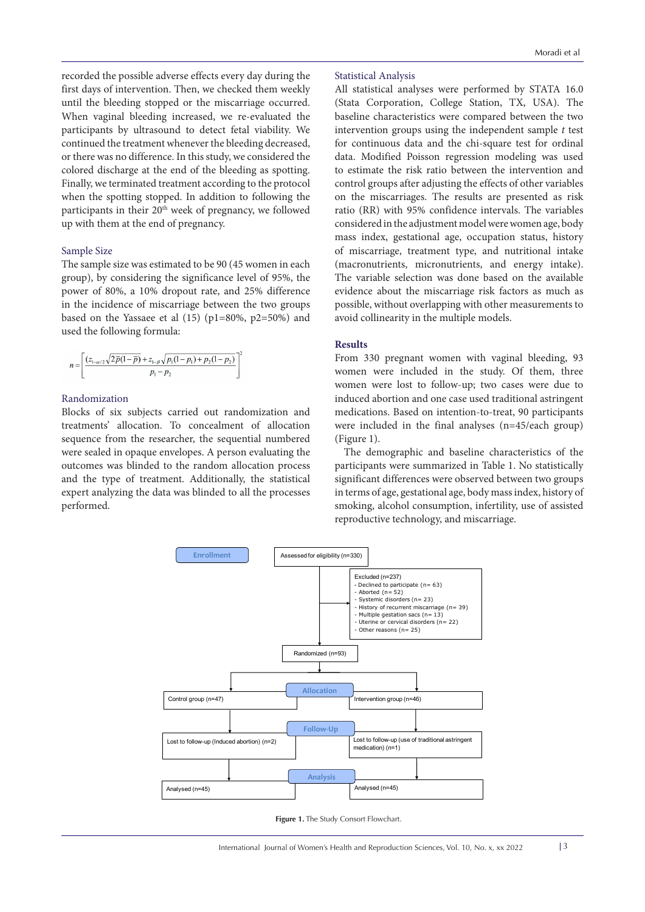recorded the possible adverse effects every day during the first days of intervention. Then, we checked them weekly until the bleeding stopped or the miscarriage occurred. When vaginal bleeding increased, we re-evaluated the participants by ultrasound to detect fetal viability. We continued the treatment whenever the bleeding decreased, or there was no difference. In this study, we considered the colored discharge at the end of the bleeding as spotting. Finally, we terminated treatment according to the protocol when the spotting stopped. In addition to following the participants in their 20th week of pregnancy, we followed up with them at the end of pregnancy.

### Sample Size

The sample size was estimated to be 90 (45 women in each group), by considering the significance level of 95%, the power of 80%, a 10% dropout rate, and 25% difference in the incidence of miscarriage between the two groups based on the Yassaee et al (15) (p1=80%, p2=50%) and used the following formula:

$$n=\left[\frac{(z_{1-\alpha/2}\sqrt{2\bar{p}(1-\bar{p})}+z_{1-\beta}\sqrt{p_1(1-p_1)+p_2(1-p_2)}}{p_1-p_2}\right]^2$$

### Randomization

Blocks of six subjects carried out randomization and treatments' allocation. To concealment of allocation sequence from the researcher, the sequential numbered were sealed in opaque envelopes. A person evaluating the outcomes was blinded to the random allocation process and the type of treatment. Additionally, the statistical expert analyzing the data was blinded to all the processes performed.

### Statistical Analysis

All statistical analyses were performed by STATA 16.0 (Stata Corporation, College Station, TX, USA). The baseline characteristics were compared between the two intervention groups using the independent sample *t* test for continuous data and the chi-square test for ordinal data. Modified Poisson regression modeling was used to estimate the risk ratio between the intervention and control groups after adjusting the effects of other variables on the miscarriages. The results are presented as risk ratio (RR) with 95% confidence intervals. The variables considered in the adjustment model were women age, body mass index, gestational age, occupation status, history of miscarriage, treatment type, and nutritional intake (macronutrients, micronutrients, and energy intake). The variable selection was done based on the available evidence about the miscarriage risk factors as much as possible, without overlapping with other measurements to avoid collinearity in the multiple models.

## Results

From 330 pregnant women with vaginal bleeding, 93 women were included in the study. Of them, three women were lost to follow-up; two cases were due to induced abortion and one case used traditional astringent medications. Based on intention-to-treat, 90 participants were included in the final analyses (n=45/each group) (Figure 1).

The demographic and baseline characteristics of the participants were summarized in Table 1. No statistically significant differences were observed between two groups in terms of age, gestational age, body mass index, history of smoking, alcohol consumption, infertility, use of assisted reproductive technology, and miscarriage.

Enrollment

Assessed for eligibility (n=330)

Excluded (n=237)
- Declined to participate (n= 63)
- Aborted (n= 52)
- Systemic disorders (n= 23)
- History of recurrent miscarriage (n= 39)
- Multiple gestation sacs (n= 13)
- Uterine or cervical disorders (n= 22)
- Other reasons (n= 25)

Randomized (n=93)

Allocation

Control group (n=47) | Intervention group (n=46)

Follow-Up

Lost to follow-up (Induced abortion) (n=2) | Lost to follow-up (use of traditional astringent medication) (n=1)

Analysis

Analysed (n=45) | Analysed (n=45)

**Figure 1.** The Study Consort Flowchart.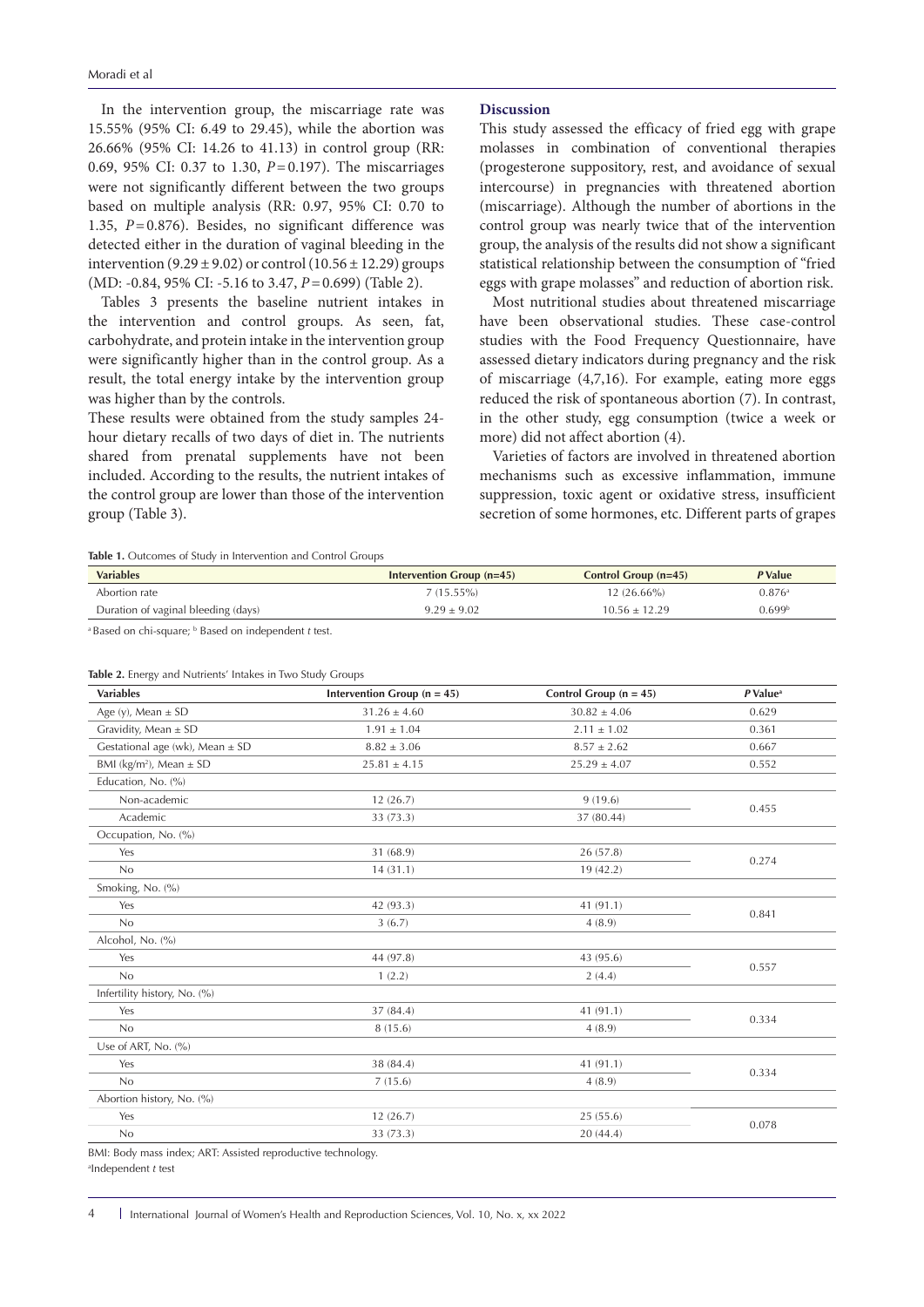In the intervention group, the miscarriage rate was 15.55% (95% CI: 6.49 to 29.45), while the abortion was 26.66% (95% CI: 14.26 to 41.13) in control group (RR: 0.69, 95% CI: 0.37 to 1.30, $P = 0.197$). The miscarriages were not significantly different between the two groups based on multiple analysis (RR: 0.97, 95% CI: 0.70 to 1.35, $P = 0.876$). Besides, no significant difference was detected either in the duration of vaginal bleeding in the intervention ($9.29 \pm 9.02$) or control ($10.56 \pm 12.29$) groups (MD: -0.84, 95% CI: -5.16 to 3.47, $P = 0.699$) (Table 2).

Tables 3 presents the baseline nutrient intakes in the intervention and control groups. As seen, fat, carbohydrate, and protein intake in the intervention group were significantly higher than in the control group. As a result, the total energy intake by the intervention group was higher than by the controls.

These results were obtained from the study samples 24-hour dietary recalls of two days of diet in. The nutrients shared from prenatal supplements have not been included. According to the results, the nutrient intakes of the control group are lower than those of the intervention group (Table 3).

## Discussion

This study assessed the efficacy of fried egg with grape molasses in combination of conventional therapies (progesterone suppository, rest, and avoidance of sexual intercourse) in pregnancies with threatened abortion (miscarriage). Although the number of abortions in the control group was nearly twice that of the intervention group, the analysis of the results did not show a significant statistical relationship between the consumption of "fried eggs with grape molasses" and reduction of abortion risk.

Most nutritional studies about threatened miscarriage have been observational studies. These case-control studies with the Food Frequency Questionnaire, have assessed dietary indicators during pregnancy and the risk of miscarriage (4,7,16). For example, eating more eggs reduced the risk of spontaneous abortion (7). In contrast, in the other study, egg consumption (twice a week or more) did not affect abortion (4).

Varieties of factors are involved in threatened abortion mechanisms such as excessive inflammation, immune suppression, toxic agent or oxidative stress, insufficient secretion of some hormones, etc. Different parts of grapes

**Table 1.** Outcomes of Study in Intervention and Control Groups

| Variables | Intervention Group (n=45) | Control Group (n=45) | *P* Value |
|---|---|---|---|
| Abortion rate | 7 (15.55%) | 12 (26.66%) | 0.876[a] |
| Duration of vaginal bleeding (days) | 9.29 ± 9.02 | 10.56 ± 12.29 | 0.699[b] |

[a] Based on chi-square; [b] Based on independent *t* test.

**Table 2.** Energy and Nutrients' Intakes in Two Study Groups

| Variables | Intervention Group (n = 45) | Control Group (n = 45) | *P* Value[a] |
|---|---|---|---|
| Age (y), Mean ± SD | 31.26 ± 4.60 | 30.82 ± 4.06 | 0.629 |
| Gravidity, Mean ± SD | 1.91 ± 1.04 | 2.11 ± 1.02 | 0.361 |
| Gestational age (wk), Mean ± SD | 8.82 ± 3.06 | 8.57 ± 2.62 | 0.667 |
| BMI (kg/m$^2$), Mean ± SD | 25.81 ± 4.15 | 25.29 ± 4.07 | 0.552 |
| Education, No. (%) | | | |
| Non-academic | 12 (26.7) | 9 (19.6) | 0.455 |
| Academic | 33 (73.3) | 37 (80.44) | |
| Occupation, No. (%) | | | |
| Yes | 31 (68.9) | 26 (57.8) | 0.274 |
| No | 14 (31.1) | 19 (42.2) | |
| Smoking, No. (%) | | | |
| Yes | 42 (93.3) | 41 (91.1) | 0.841 |
| No | 3 (6.7) | 4 (8.9) | |
| Alcohol, No. (%) | | | |
| Yes | 44 (97.8) | 43 (95.6) | 0.557 |
| No | 1 (2.2) | 2 (4.4) | |
| Infertility history, No. (%) | | | |
| Yes | 37 (84.4) | 41 (91.1) | 0.334 |
| No | 8 (15.6) | 4 (8.9) | |
| Use of ART, No. (%) | | | |
| Yes | 38 (84.4) | 41 (91.1) | 0.334 |
| No | 7 (15.6) | 4 (8.9) | |
| Abortion history, No. (%) | | | |
| Yes | 12 (26.7) | 25 (55.6) | 0.078 |
| No | 33 (73.3) | 20 (44.4) | |

BMI: Body mass index; ART: Assisted reproductive technology.
[a]Independent *t* test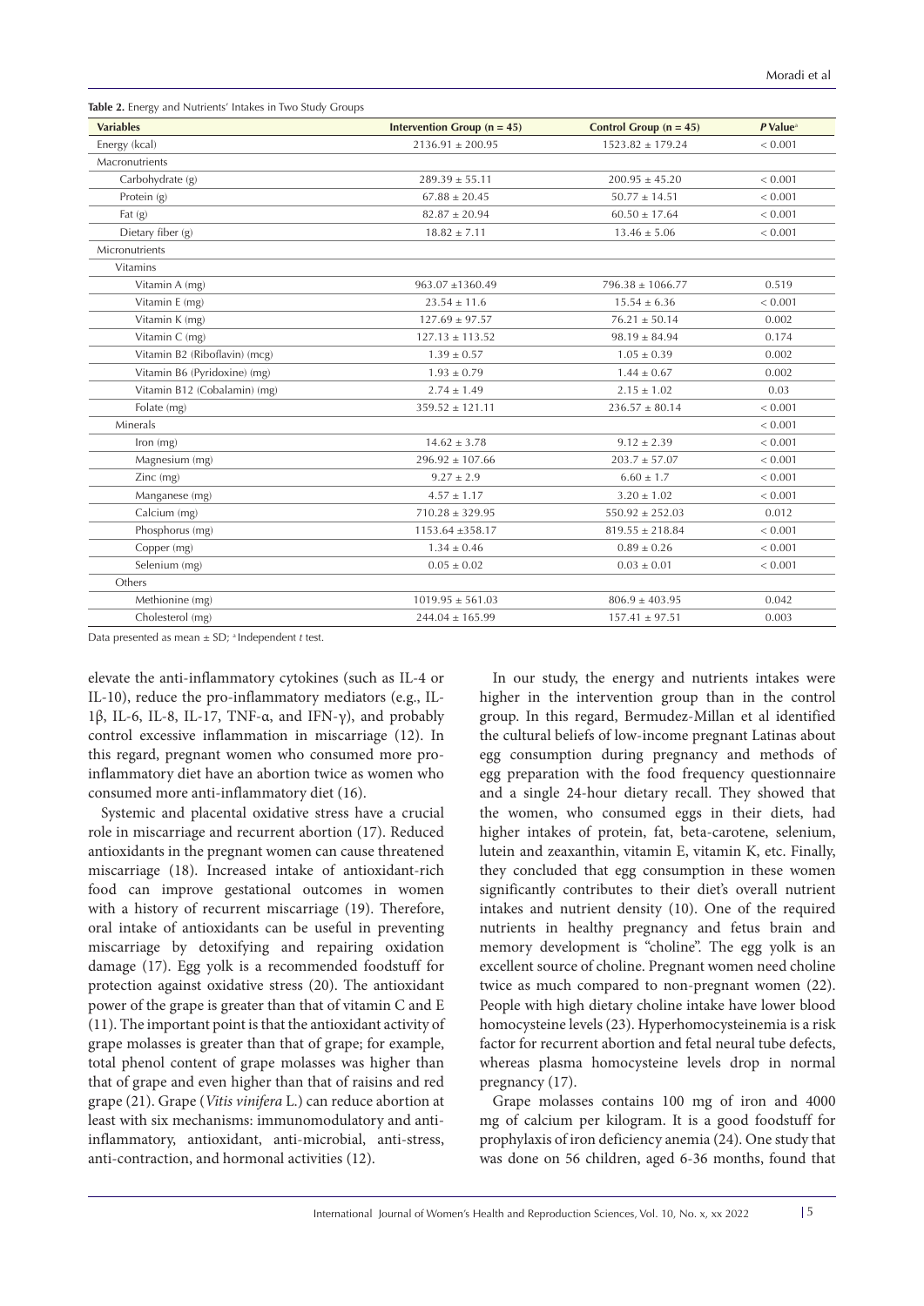**Table 2.** Energy and Nutrients' Intakes in Two Study Groups

| Variables | Intervention Group (n = 45) | Control Group (n = 45) | *P* Value[a] |
|---|---|---|---|
| Energy (kcal) | 2136.91 ± 200.95 | 1523.82 ± 179.24 | < 0.001 |
| Macronutrients | | | |
| Carbohydrate (g) | 289.39 ± 55.11 | 200.95 ± 45.20 | < 0.001 |
| Protein (g) | 67.88 ± 20.45 | 50.77 ± 14.51 | < 0.001 |
| Fat (g) | 82.87 ± 20.94 | 60.50 ± 17.64 | < 0.001 |
| Dietary fiber (g) | 18.82 ± 7.11 | 13.46 ± 5.06 | < 0.001 |
| Micronutrients | | | |
| Vitamins | | | |
| Vitamin A (mg) | 963.07 ±1360.49 | 796.38 ± 1066.77 | 0.519 |
| Vitamin E (mg) | 23.54 ± 11.6 | 15.54 ± 6.36 | < 0.001 |
| Vitamin K (mg) | 127.69 ± 97.57 | 76.21 ± 50.14 | 0.002 |
| Vitamin C (mg) | 127.13 ± 113.52 | 98.19 ± 84.94 | 0.174 |
| Vitamin B2 (Riboflavin) (mcg) | 1.39 ± 0.57 | 1.05 ± 0.39 | 0.002 |
| Vitamin B6 (Pyridoxine) (mg) | 1.93 ± 0.79 | 1.44 ± 0.67 | 0.002 |
| Vitamin B12 (Cobalamin) (mg) | 2.74 ± 1.49 | 2.15 ± 1.02 | 0.03 |
| Folate (mg) | 359.52 ± 121.11 | 236.57 ± 80.14 | < 0.001 |
| Minerals | | | < 0.001 |
| Iron (mg) | 14.62 ± 3.78 | 9.12 ± 2.39 | < 0.001 |
| Magnesium (mg) | 296.92 ± 107.66 | 203.7 ± 57.07 | < 0.001 |
| Zinc (mg) | 9.27 ± 2.9 | 6.60 ± 1.7 | < 0.001 |
| Manganese (mg) | 4.57 ± 1.17 | 3.20 ± 1.02 | < 0.001 |
| Calcium (mg) | 710.28 ± 329.95 | 550.92 ± 252.03 | 0.012 |
| Phosphorus (mg) | 1153.64 ±358.17 | 819.55 ± 218.84 | < 0.001 |
| Copper (mg) | 1.34 ± 0.46 | 0.89 ± 0.26 | < 0.001 |
| Selenium (mg) | 0.05 ± 0.02 | 0.03 ± 0.01 | < 0.001 |
| Others | | | |
| Methionine (mg) | 1019.95 ± 561.03 | 806.9 ± 403.95 | 0.042 |
| Cholesterol (mg) | 244.04 ± 165.99 | 157.41 ± 97.51 | 0.003 |

Data presented as mean ± SD; [a] Independent *t* test.

elevate the anti-inflammatory cytokines (such as IL-4 or IL-10), reduce the pro-inflammatory mediators (e.g., IL-1β, IL-6, IL-8, IL-17, TNF-α, and IFN-γ), and probably control excessive inflammation in miscarriage (12). In this regard, pregnant women who consumed more pro-inflammatory diet have an abortion twice as women who consumed more anti-inflammatory diet (16).

Systemic and placental oxidative stress have a crucial role in miscarriage and recurrent abortion (17). Reduced antioxidants in the pregnant women can cause threatened miscarriage (18). Increased intake of antioxidant-rich food can improve gestational outcomes in women with a history of recurrent miscarriage (19). Therefore, oral intake of antioxidants can be useful in preventing miscarriage by detoxifying and repairing oxidation damage (17). Egg yolk is a recommended foodstuff for protection against oxidative stress (20). The antioxidant power of the grape is greater than that of vitamin C and E (11). The important point is that the antioxidant activity of grape molasses is greater than that of grape; for example, total phenol content of grape molasses was higher than that of grape and even higher than that of raisins and red grape (21). Grape (*Vitis vinifera* L.) can reduce abortion at least with six mechanisms: immunomodulatory and anti-inflammatory, antioxidant, anti-microbial, anti-stress, anti-contraction, and hormonal activities (12).

In our study, the energy and nutrients intakes were higher in the intervention group than in the control group. In this regard, Bermudez-Millan et al identified the cultural beliefs of low-income pregnant Latinas about egg consumption during pregnancy and methods of egg preparation with the food frequency questionnaire and a single 24-hour dietary recall. They showed that the women, who consumed eggs in their diets, had higher intakes of protein, fat, beta-carotene, selenium, lutein and zeaxanthin, vitamin E, vitamin K, etc. Finally, they concluded that egg consumption in these women significantly contributes to their diet's overall nutrient intakes and nutrient density (10). One of the required nutrients in healthy pregnancy and fetus brain and memory development is "choline". The egg yolk is an excellent source of choline. Pregnant women need choline twice as much compared to non-pregnant women (22). People with high dietary choline intake have lower blood homocysteine levels (23). Hyperhomocysteinemia is a risk factor for recurrent abortion and fetal neural tube defects, whereas plasma homocysteine levels drop in normal pregnancy (17).

Grape molasses contains 100 mg of iron and 4000 mg of calcium per kilogram. It is a good foodstuff for prophylaxis of iron deficiency anemia (24). One study that was done on 56 children, aged 6-36 months, found that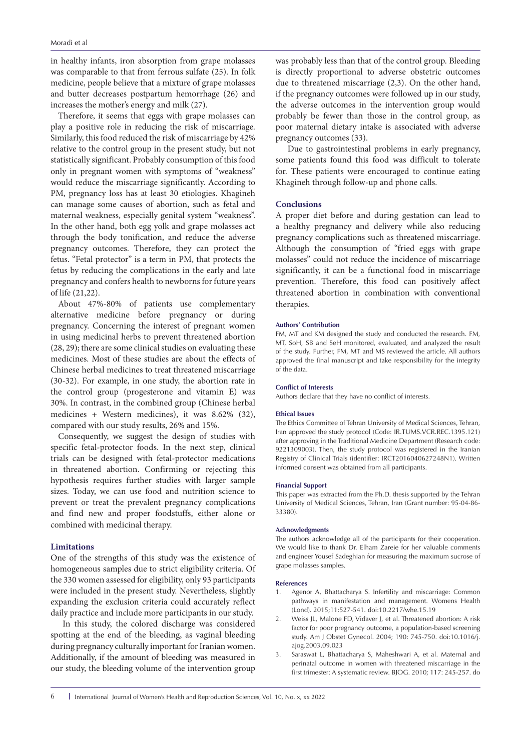in healthy infants, iron absorption from grape molasses was comparable to that from ferrous sulfate (25). In folk medicine, people believe that a mixture of grape molasses and butter decreases postpartum hemorrhage (26) and increases the mother's energy and milk (27).

Therefore, it seems that eggs with grape molasses can play a positive role in reducing the risk of miscarriage. Similarly, this food reduced the risk of miscarriage by 42% relative to the control group in the present study, but not statistically significant. Probably consumption of this food only in pregnant women with symptoms of "weakness" would reduce the miscarriage significantly. According to PM, pregnancy loss has at least 30 etiologies. Khagineh can manage some causes of abortion, such as fetal and maternal weakness, especially genital system "weakness". In the other hand, both egg yolk and grape molasses act through the body tonification, and reduce the adverse pregnancy outcomes. Therefore, they can protect the fetus. "Fetal protector" is a term in PM, that protects the fetus by reducing the complications in the early and late pregnancy and confers health to newborns for future years of life (21,22).

About 47%-80% of patients use complementary alternative medicine before pregnancy or during pregnancy. Concerning the interest of pregnant women in using medicinal herbs to prevent threatened abortion (28, 29); there are some clinical studies on evaluating these medicines. Most of these studies are about the effects of Chinese herbal medicines to treat threatened miscarriage (30-32). For example, in one study, the abortion rate in the control group (progesterone and vitamin E) was 30%. In contrast, in the combined group (Chinese herbal medicines + Western medicines), it was 8.62% (32), compared with our study results, 26% and 15%.

Consequently, we suggest the design of studies with specific fetal-protector foods. In the next step, clinical trials can be designed with fetal-protector medications in threatened abortion. Confirming or rejecting this hypothesis requires further studies with larger sample sizes. Today, we can use food and nutrition science to prevent or treat the prevalent pregnancy complications and find new and proper foodstuffs, either alone or combined with medicinal therapy.

## Limitations

One of the strengths of this study was the existence of homogeneous samples due to strict eligibility criteria. Of the 330 women assessed for eligibility, only 93 participants were included in the present study. Nevertheless, slightly expanding the exclusion criteria could accurately reflect daily practice and include more participants in our study.

In this study, the colored discharge was considered spotting at the end of the bleeding, as vaginal bleeding during pregnancy culturally important for Iranian women. Additionally, if the amount of bleeding was measured in our study, the bleeding volume of the intervention group was probably less than that of the control group. Bleeding is directly proportional to adverse obstetric outcomes due to threatened miscarriage (2,3). On the other hand, if the pregnancy outcomes were followed up in our study, the adverse outcomes in the intervention group would probably be fewer than those in the control group, as poor maternal dietary intake is associated with adverse pregnancy outcomes (33).

Due to gastrointestinal problems in early pregnancy, some patients found this food was difficult to tolerate for. These patients were encouraged to continue eating Khagineh through follow-up and phone calls.

## Conclusions

A proper diet before and during gestation can lead to a healthy pregnancy and delivery while also reducing pregnancy complications such as threatened miscarriage. Although the consumption of "fried eggs with grape molasses" could not reduce the incidence of miscarriage significantly, it can be a functional food in miscarriage prevention. Therefore, this food can positively affect threatened abortion in combination with conventional therapies.

#### Authors' Contribution

FM, MT and KM designed the study and conducted the research. FM, MT, SoH, SB and SeH monitored, evaluated, and analyzed the result of the study. Further, FM, MT and MS reviewed the article. All authors approved the final manuscript and take responsibility for the integrity of the data.

#### Conflict of Interests

Authors declare that they have no conflict of interests.

#### Ethical Issues

The Ethics Committee of Tehran University of Medical Sciences, Tehran, Iran approved the study protocol (Code: IR.TUMS.VCR.REC.1395.121) after approving in the Traditional Medicine Department (Research code: 9221309003). Then, the study protocol was registered in the Iranian Registry of Clinical Trials (identifier: IRCT2016040627248N1). Written informed consent was obtained from all participants.

#### Financial Support

This paper was extracted from the Ph.D. thesis supported by the Tehran University of Medical Sciences, Tehran, Iran (Grant number: 95-04-86-33380).

#### Acknowledgments

The authors acknowledge all of the participants for their cooperation. We would like to thank Dr. Elham Zareie for her valuable comments and engineer Yousef Sadeghian for measuring the maximum sucrose of grape molasses samples.

#### References

1. Agenor A, Bhattacharya S. Infertility and miscarriage: Common pathways in manifestation and management. Womens Health (Lond). 2015;11:527-541. doi:10.2217/whe.15.19
2. Weiss JL, Malone FD, Vidaver J, et al. Threatened abortion: A risk factor for poor pregnancy outcome, a population-based screening study. Am J Obstet Gynecol. 2004; 190: 745-750. doi:10.1016/j.ajog.2003.09.023
3. Saraswat L, Bhattacharya S, Maheshwari A, et al. Maternal and perinatal outcome in women with threatened miscarriage in the first trimester: A systematic review. BJOG. 2010; 117: 245-257. do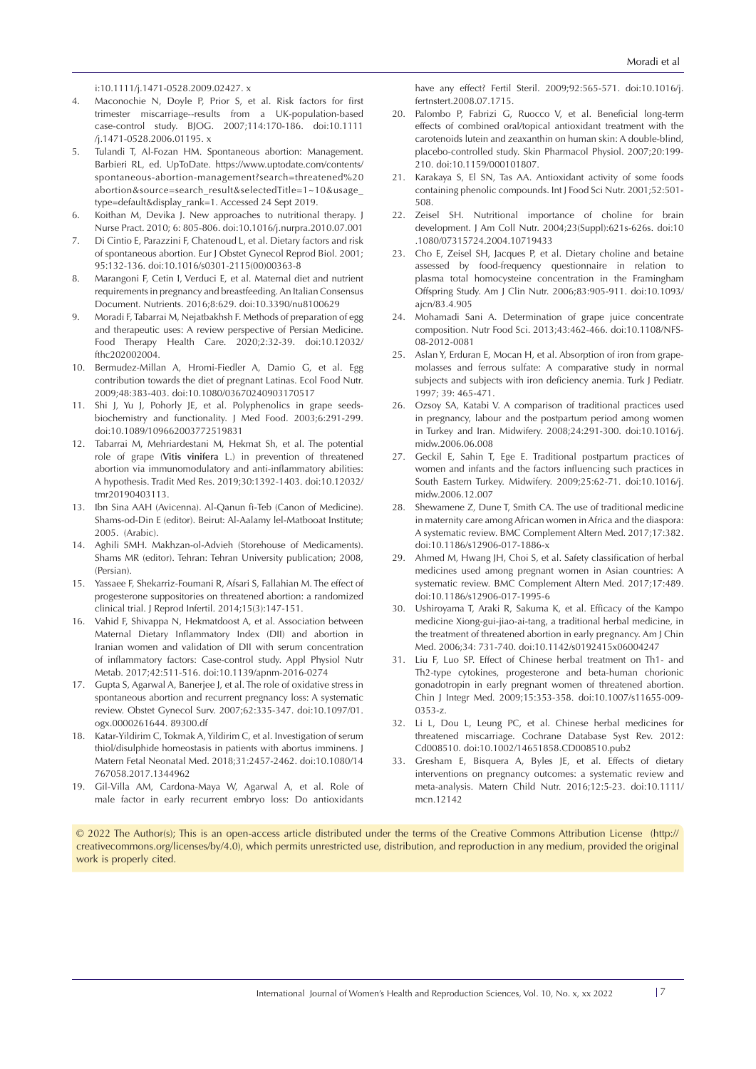i:10.1111/j.1471-0528.2009.02427. x

4. Maconochie N, Doyle P, Prior S, et al. Risk factors for first trimester miscarriage--results from a UK-population-based case-control study. BJOG. 2007;114:170-186. doi:10.1111/j.1471-0528.2006.01195. x
5. Tulandi T, Al-Fozan HM. Spontaneous abortion: Management. Barbieri RL, ed. UpToDate. https://www.uptodate.com/contents/spontaneous-abortion-management?search=threatened%20abortion&source=search_result&selectedTitle=1~10&usage_type=default&display_rank=1. Accessed 24 Sept 2019.
6. Koithan M, Devika J. New approaches to nutritional therapy. J Nurse Pract. 2010; 6: 805-806. doi:10.1016/j.nurpra.2010.07.001
7. Di Cintio E, Parazzini F, Chatenoud L, et al. Dietary factors and risk of spontaneous abortion. Eur J Obstet Gynecol Reprod Biol. 2001; 95:132-136. doi:10.1016/s0301-2115(00)00363-8
8. Marangoni F, Cetin I, Verduci E, et al. Maternal diet and nutrient requirements in pregnancy and breastfeeding. An Italian Consensus Document. Nutrients. 2016;8:629. doi:10.3390/nu8100629
9. Moradi F, Tabarrai M, Nejatbakhsh F. Methods of preparation of egg and therapeutic uses: A review perspective of Persian Medicine. Food Therapy Health Care. 2020;2:32-39. doi:10.12032/fthc202002004.
10. Bermudez-Millan A, Hromi-Fiedler A, Damio G, et al. Egg contribution towards the diet of pregnant Latinas. Ecol Food Nutr. 2009;48:383-403. doi:10.1080/03670240903170517
11. Shi J, Yu J, Pohorly JE, et al. Polyphenolics in grape seeds-biochemistry and functionality. J Med Food. 2003;6:291-299. doi:10.1089/109662003772519831
12. Tabarrai M, Mehriardestani M, Hekmat Sh, et al. The potential role of grape (**Vitis vinifera** L.) in prevention of threatened abortion via immunomodulatory and anti-inflammatory abilities: A hypothesis. Tradit Med Res. 2019;30:1392-1403. doi:10.12032/tmr20190403113.
13. Ibn Sina AAH (Avicenna). Al-Qanun fi-Teb (Canon of Medicine). Shams-od-Din E (editor). Beirut: Al-Aalamy lel-Matbooat Institute; 2005. (Arabic).
14. Aghili SMH. Makhzan-ol-Advieh (Storehouse of Medicaments). Shams MR (editor). Tehran: Tehran University publication; 2008, (Persian).
15. Yassaee F, Shekarriz-Foumani R, Afsari S, Fallahian M. The effect of progesterone suppositories on threatened abortion: a randomized clinical trial. J Reprod Infertil. 2014;15(3):147-151.
16. Vahid F, Shivappa N, Hekmatdoost A, et al. Association between Maternal Dietary Inflammatory Index (DII) and abortion in Iranian women and validation of DII with serum concentration of inflammatory factors: Case-control study. Appl Physiol Nutr Metab. 2017;42:511-516. doi:10.1139/apnm-2016-0274
17. Gupta S, Agarwal A, Banerjee J, et al. The role of oxidative stress in spontaneous abortion and recurrent pregnancy loss: A systematic review. Obstet Gynecol Surv. 2007;62:335-347. doi:10.1097/01.ogx.0000261644. 89300.df
18. Katar-Yildirim C, Tokmak A, Yildirim C, et al. Investigation of serum thiol/disulphide homeostasis in patients with abortus imminens. J Matern Fetal Neonatal Med. 2018;31:2457-2462. doi:10.1080/14767058.2017.1344962
19. Gil-Villa AM, Cardona-Maya W, Agarwal A, et al. Role of male factor in early recurrent embryo loss: Do antioxidants have any effect? Fertil Steril. 2009;92:565-571. doi:10.1016/j.fertnstert.2008.07.1715.
20. Palombo P, Fabrizi G, Ruocco V, et al. Beneficial long-term effects of combined oral/topical antioxidant treatment with the carotenoids lutein and zeaxanthin on human skin: A double-blind, placebo-controlled study. Skin Pharmacol Physiol. 2007;20:199-210. doi:10.1159/000101807.
21. Karakaya S, El SN, Tas AA. Antioxidant activity of some foods containing phenolic compounds. Int J Food Sci Nutr. 2001;52:501-508.
22. Zeisel SH. Nutritional importance of choline for brain development. J Am Coll Nutr. 2004;23(Suppl):621s-626s. doi:10.1080/07315724.2004.10719433
23. Cho E, Zeisel SH, Jacques P, et al. Dietary choline and betaine assessed by food-frequency questionnaire in relation to plasma total homocysteine concentration in the Framingham Offspring Study. Am J Clin Nutr. 2006;83:905-911. doi:10.1093/ajcn/83.4.905
24. Mohamadi Sani A. Determination of grape juice concentrate composition. Nutr Food Sci. 2013;43:462-466. doi:10.1108/NFS-08-2012-0081
25. Aslan Y, Erduran E, Mocan H, et al. Absorption of iron from grape-molasses and ferrous sulfate: A comparative study in normal subjects and subjects with iron deficiency anemia. Turk J Pediatr. 1997; 39: 465-471.
26. Ozsoy SA, Katabi V. A comparison of traditional practices used in pregnancy, labour and the postpartum period among women in Turkey and Iran. Midwifery. 2008;24:291-300. doi:10.1016/j.midw.2006.06.008
27. Geckil E, Sahin T, Ege E. Traditional postpartum practices of women and infants and the factors influencing such practices in South Eastern Turkey. Midwifery. 2009;25:62-71. doi:10.1016/j.midw.2006.12.007
28. Shewamene Z, Dune T, Smith CA. The use of traditional medicine in maternity care among African women in Africa and the diaspora: A systematic review. BMC Complement Altern Med. 2017;17:382. doi:10.1186/s12906-017-1886-x
29. Ahmed M, Hwang JH, Choi S, et al. Safety classification of herbal medicines used among pregnant women in Asian countries: A systematic review. BMC Complement Altern Med. 2017;17:489. doi:10.1186/s12906-017-1995-6
30. Ushiroyama T, Araki R, Sakuma K, et al. Efficacy of the Kampo medicine Xiong-gui-jiao-ai-tang, a traditional herbal medicine, in the treatment of threatened abortion in early pregnancy. Am J Chin Med. 2006;34: 731-740. doi:10.1142/s0192415x06004247
31. Liu F, Luo SP. Effect of Chinese herbal treatment on Th1- and Th2-type cytokines, progesterone and beta-human chorionic gonadotropin in early pregnant women of threatened abortion. Chin J Integr Med. 2009;15:353-358. doi:10.1007/s11655-009-0353-z.
32. Li L, Dou L, Leung PC, et al. Chinese herbal medicines for threatened miscarriage. Cochrane Database Syst Rev. 2012: Cd008510. doi:10.1002/14651858.CD008510.pub2
33. Gresham E, Bisquera A, Byles JE, et al. Effects of dietary interventions on pregnancy outcomes: a systematic review and meta-analysis. Matern Child Nutr. 2016;12:5-23. doi:10.1111/mcn.12142

© 2022 The Author(s); This is an open-access article distributed under the terms of the Creative Commons Attribution License (http://creativecommons.org/licenses/by/4.0), which permits unrestricted use, distribution, and reproduction in any medium, provided the original work is properly cited.